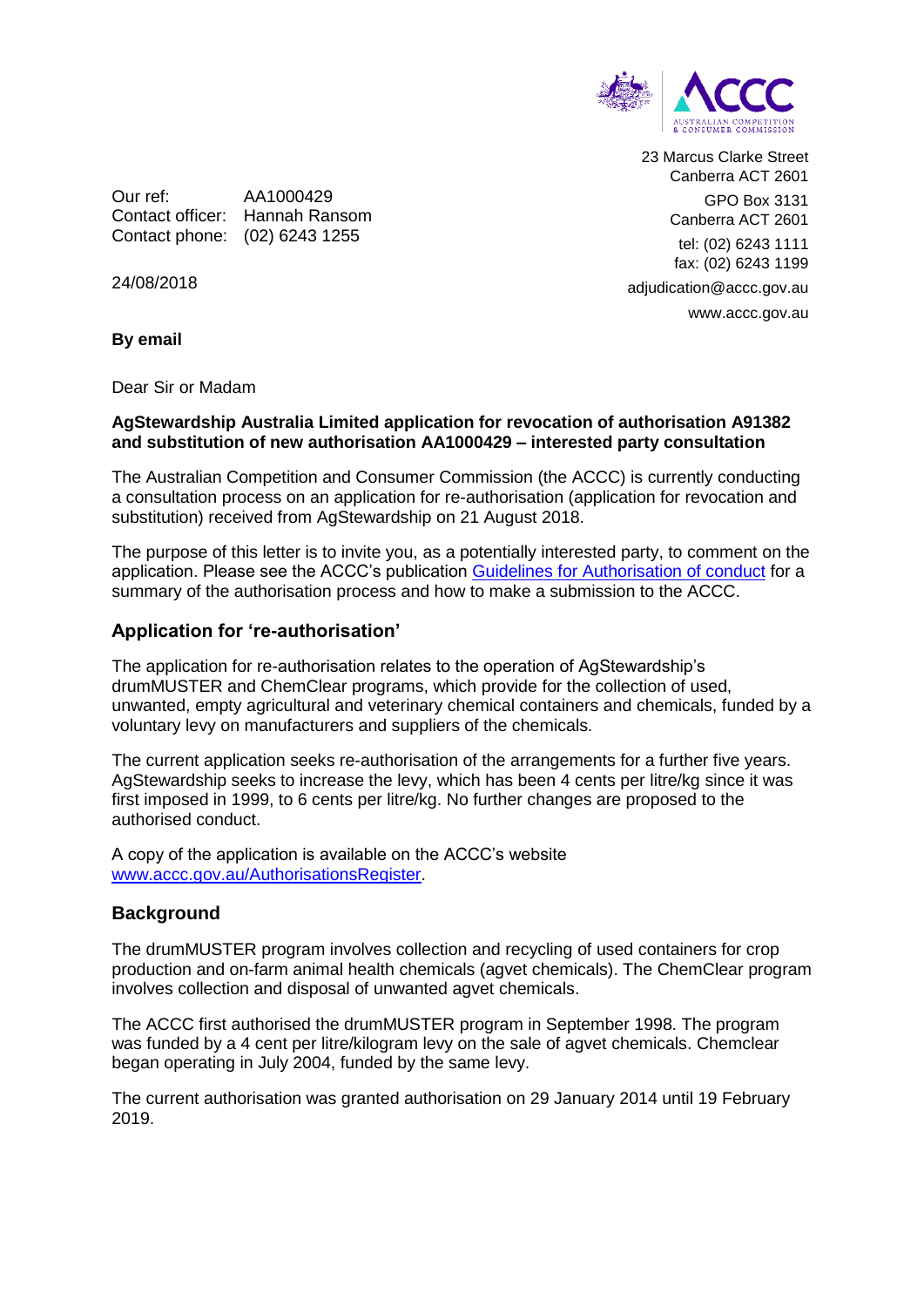23 Marcus Clarke Street
Canberra ACT 2601

GPO Box 3131
Canberra ACT 2601

tel: (02) 6243 1111
fax: (02) 6243 1199

adjudication@accc.gov.au

www.accc.gov.au

Our ref: AA1000429
Contact officer: Hannah Ransom
Contact phone: (02) 6243 1255

24/08/2018

**By email**

Dear Sir or Madam

**AgStewardship Australia Limited application for revocation of authorisation A91382 and substitution of new authorisation AA1000429 – interested party consultation**

The Australian Competition and Consumer Commission (the ACCC) is currently conducting a consultation process on an application for re-authorisation (application for revocation and substitution) received from AgStewardship on 21 August 2018.

The purpose of this letter is to invite you, as a potentially interested party, to comment on the application. Please see the ACCC's publication [Guidelines for Authorisation of conduct](#) for a summary of the authorisation process and how to make a submission to the ACCC.

## Application for 're-authorisation'

The application for re-authorisation relates to the operation of AgStewardship's drumMUSTER and ChemClear programs, which provide for the collection of used, unwanted, empty agricultural and veterinary chemical containers and chemicals, funded by a voluntary levy on manufacturers and suppliers of the chemicals.

The current application seeks re-authorisation of the arrangements for a further five years. AgStewardship seeks to increase the levy, which has been 4 cents per litre/kg since it was first imposed in 1999, to 6 cents per litre/kg. No further changes are proposed to the authorised conduct.

A copy of the application is available on the ACCC's website [www.accc.gov.au/AuthorisationsRegister](www.accc.gov.au/AuthorisationsRegister).

## Background

The drumMUSTER program involves collection and recycling of used containers for crop production and on-farm animal health chemicals (agvet chemicals). The ChemClear program involves collection and disposal of unwanted agvet chemicals.

The ACCC first authorised the drumMUSTER program in September 1998. The program was funded by a 4 cent per litre/kilogram levy on the sale of agvet chemicals. Chemclear began operating in July 2004, funded by the same levy.

The current authorisation was granted authorisation on 29 January 2014 until 19 February 2019.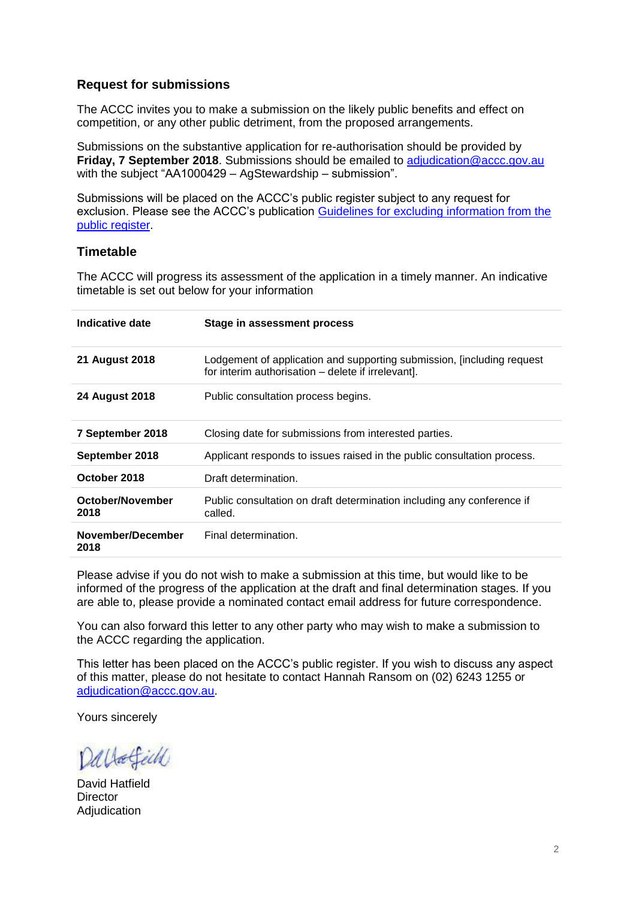## Request for submissions

The ACCC invites you to make a submission on the likely public benefits and effect on competition, or any other public detriment, from the proposed arrangements.

Submissions on the substantive application for re-authorisation should be provided by **Friday, 7 September 2018**. Submissions should be emailed to adjudication@accc.gov.au with the subject "AA1000429 – AgStewardship – submission".

Submissions will be placed on the ACCC's public register subject to any request for exclusion. Please see the ACCC's publication Guidelines for excluding information from the public register.

## Timetable

The ACCC will progress its assessment of the application in a timely manner. An indicative timetable is set out below for your information

| Indicative date | Stage in assessment process |
|---|---|
| **21 August 2018** | Lodgement of application and supporting submission, [including request for interim authorisation – delete if irrelevant]. |
| **24 August 2018** | Public consultation process begins. |
| **7 September 2018** | Closing date for submissions from interested parties. |
| **September 2018** | Applicant responds to issues raised in the public consultation process. |
| **October 2018** | Draft determination. |
| **October/November 2018** | Public consultation on draft determination including any conference if called. |
| **November/December 2018** | Final determination. |

Please advise if you do not wish to make a submission at this time, but would like to be informed of the progress of the application at the draft and final determination stages. If you are able to, please provide a nominated contact email address for future correspondence.

You can also forward this letter to any other party who may wish to make a submission to the ACCC regarding the application.

This letter has been placed on the ACCC's public register. If you wish to discuss any aspect of this matter, please do not hesitate to contact Hannah Ransom on (02) 6243 1255 or adjudication@accc.gov.au.

Yours sincerely

David Hatfield
Director
Adjudication